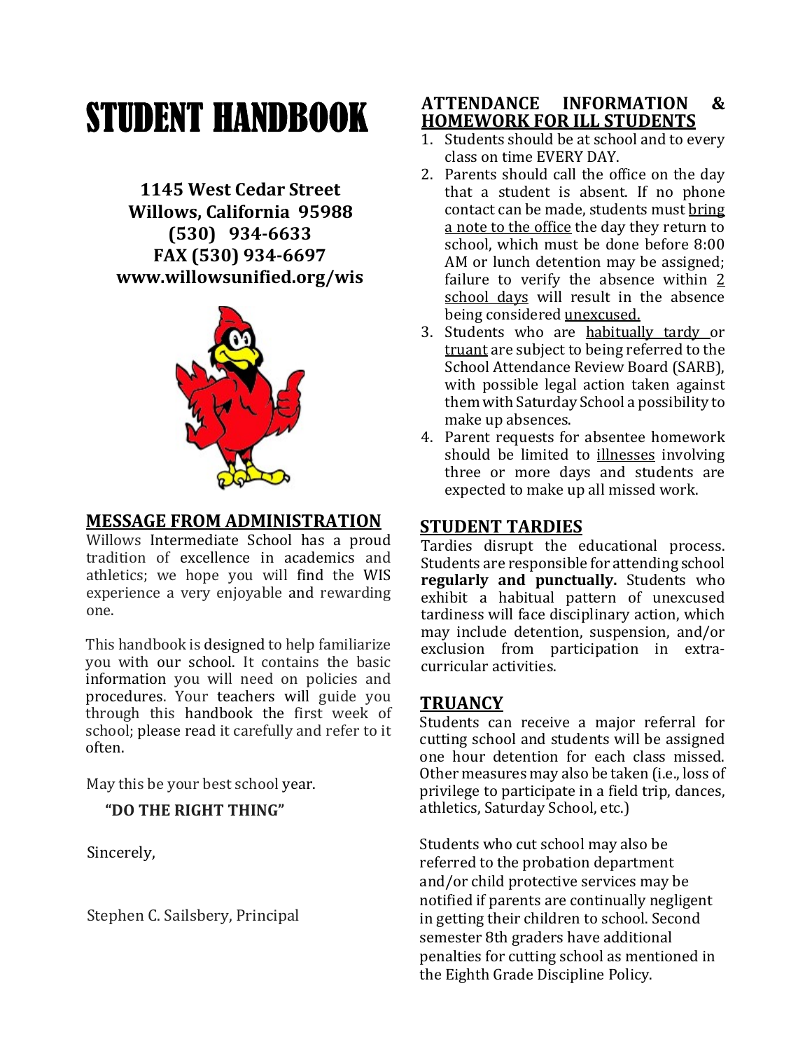# STUDENT HANDBOOK

**1145 West Cedar Street**
**Willows, California 95988**
**(530) 934-6633**
**FAX (530) 934-6697**
**www.willowsunified.org/wis**

## MESSAGE FROM ADMINISTRATION

Willows Intermediate School has a proud tradition of excellence in academics and athletics; we hope you will find the WIS experience a very enjoyable and rewarding one.

This handbook is designed to help familiarize you with our school. It contains the basic information you will need on policies and procedures. Your teachers will guide you through this handbook the first week of school; please read it carefully and refer to it often.

May this be your best school year.

**"DO THE RIGHT THING"**

Sincerely,

Stephen C. Sailsbery, Principal

## ATTENDANCE INFORMATION & HOMEWORK FOR ILL STUDENTS

1. Students should be at school and to every class on time EVERY DAY.
2. Parents should call the office on the day that a student is absent. If no phone contact can be made, students must bring a note to the office the day they return to school, which must be done before 8:00 AM or lunch detention may be assigned; failure to verify the absence within 2 school days will result in the absence being considered unexcused.
3. Students who are habitually tardy or truant are subject to being referred to the School Attendance Review Board (SARB), with possible legal action taken against them with Saturday School a possibility to make up absences.
4. Parent requests for absentee homework should be limited to illnesses involving three or more days and students are expected to make up all missed work.

## STUDENT TARDIES

Tardies disrupt the educational process. Students are responsible for attending school **regularly and punctually.** Students who exhibit a habitual pattern of unexcused tardiness will face disciplinary action, which may include detention, suspension, and/or exclusion from participation in extra-curricular activities.

## TRUANCY

Students can receive a major referral for cutting school and students will be assigned one hour detention for each class missed. Other measures may also be taken (i.e., loss of privilege to participate in a field trip, dances, athletics, Saturday School, etc.)

Students who cut school may also be referred to the probation department and/or child protective services may be notified if parents are continually negligent in getting their children to school. Second semester 8th graders have additional penalties for cutting school as mentioned in the Eighth Grade Discipline Policy.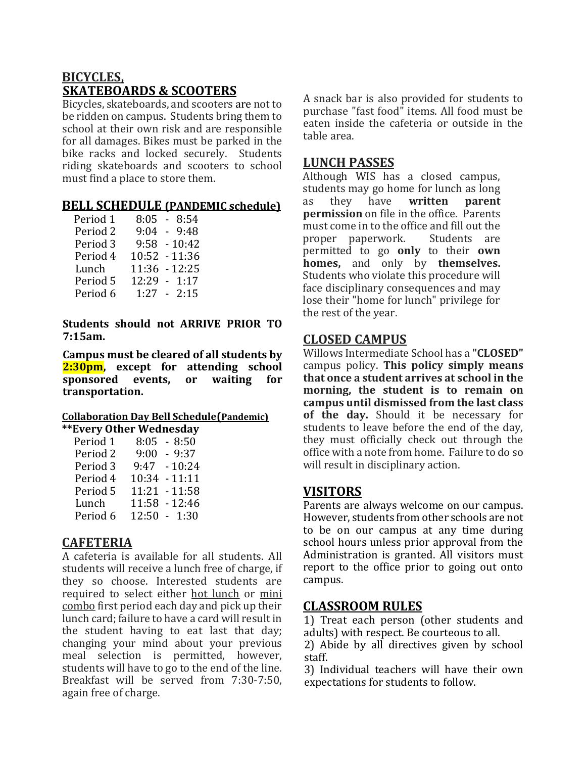## BICYCLES, SKATEBOARDS & SCOOTERS

Bicycles, skateboards, and scooters are not to be ridden on campus. Students bring them to school at their own risk and are responsible for all damages. Bikes must be parked in the bike racks and locked securely. Students riding skateboards and scooters to school must find a place to store them.

## BELL SCHEDULE (PANDEMIC schedule)

| Period | Time |
| --- | --- |
| Period 1 | 8:05 - 8:54 |
| Period 2 | 9:04 - 9:48 |
| Period 3 | 9:58 - 10:42 |
| Period 4 | 10:52 - 11:36 |
| Lunch | 11:36 - 12:25 |
| Period 5 | 12:29 - 1:17 |
| Period 6 | 1:27 - 2:15 |

**Students should not ARRIVE PRIOR TO 7:15am.**

**Campus must be cleared of all students by 2:30pm, except for attending school sponsored events, or waiting for transportation.**

### Collaboration Day Bell Schedule(Pandemic)

**\*\*Every Other Wednesday**

| Period | Time |
| --- | --- |
| Period 1 | 8:05 - 8:50 |
| Period 2 | 9:00 - 9:37 |
| Period 3 | 9:47 - 10:24 |
| Period 4 | 10:34 - 11:11 |
| Period 5 | 11:21 - 11:58 |
| Lunch | 11:58 - 12:46 |
| Period 6 | 12:50 - 1:30 |

## CAFETERIA

A cafeteria is available for all students. All students will receive a lunch free of charge, if they so choose. Interested students are required to select either hot lunch or mini combo first period each day and pick up their lunch card; failure to have a card will result in the student having to eat last that day; changing your mind about your previous meal selection is permitted, however, students will have to go to the end of the line. Breakfast will be served from 7:30-7:50, again free of charge.

A snack bar is also provided for students to purchase "fast food" items. All food must be eaten inside the cafeteria or outside in the table area.

## LUNCH PASSES

Although WIS has a closed campus, students may go home for lunch as long as they have **written parent permission** on file in the office. Parents must come in to the office and fill out the proper paperwork. Students are permitted to go **only** to their **own homes,** and only by **themselves.** Students who violate this procedure will face disciplinary consequences and may lose their "home for lunch" privilege for the rest of the year.

## CLOSED CAMPUS

Willows Intermediate School has a **"CLOSED"** campus policy. **This policy simply means that once a student arrives at school in the morning, the student is to remain on campus until dismissed from the last class of the day.** Should it be necessary for students to leave before the end of the day, they must officially check out through the office with a note from home. Failure to do so will result in disciplinary action.

## VISITORS

Parents are always welcome on our campus. However, students from other schools are not to be on our campus at any time during school hours unless prior approval from the Administration is granted. All visitors must report to the office prior to going out onto campus.

## CLASSROOM RULES

1) Treat each person (other students and adults) with respect. Be courteous to all.
2) Abide by all directives given by school staff.
3) Individual teachers will have their own expectations for students to follow.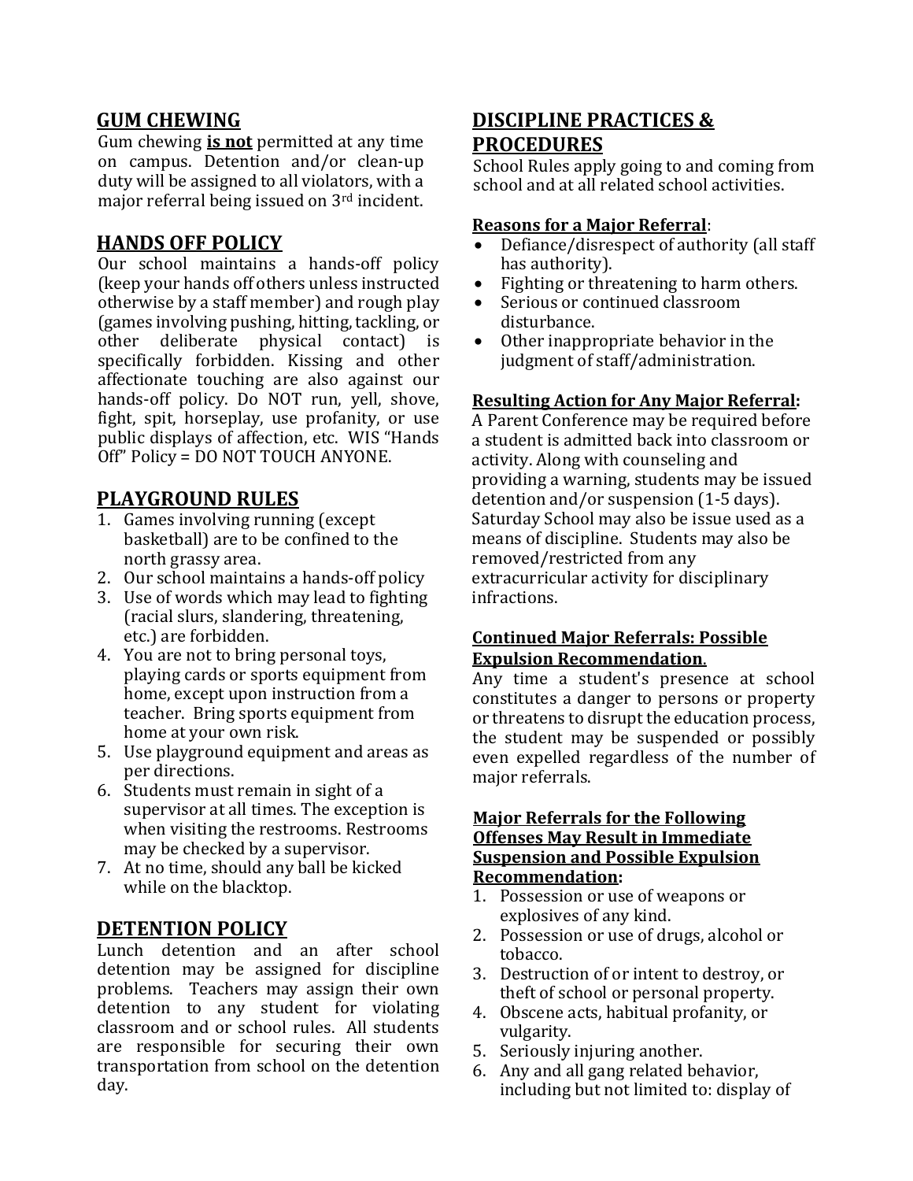## GUM CHEWING

Gum chewing **is not** permitted at any time on campus. Detention and/or clean-up duty will be assigned to all violators, with a major referral being issued on 3rd incident.

## HANDS OFF POLICY

Our school maintains a hands-off policy (keep your hands off others unless instructed otherwise by a staff member) and rough play (games involving pushing, hitting, tackling, or other deliberate physical contact) is specifically forbidden. Kissing and other affectionate touching are also against our hands-off policy. Do NOT run, yell, shove, fight, spit, horseplay, use profanity, or use public displays of affection, etc. WIS "Hands Off" Policy = DO NOT TOUCH ANYONE.

## PLAYGROUND RULES

1. Games involving running (except basketball) are to be confined to the north grassy area.
2. Our school maintains a hands-off policy
3. Use of words which may lead to fighting (racial slurs, slandering, threatening, etc.) are forbidden.
4. You are not to bring personal toys, playing cards or sports equipment from home, except upon instruction from a teacher. Bring sports equipment from home at your own risk.
5. Use playground equipment and areas as per directions.
6. Students must remain in sight of a supervisor at all times. The exception is when visiting the restrooms. Restrooms may be checked by a supervisor.
7. At no time, should any ball be kicked while on the blacktop.

## DETENTION POLICY

Lunch detention and an after school detention may be assigned for discipline problems. Teachers may assign their own detention to any student for violating classroom and or school rules. All students are responsible for securing their own transportation from school on the detention day.

## DISCIPLINE PRACTICES & PROCEDURES

School Rules apply going to and coming from school and at all related school activities.

**Reasons for a Major Referral**:

- Defiance/disrespect of authority (all staff has authority).
- Fighting or threatening to harm others.
- Serious or continued classroom disturbance.
- Other inappropriate behavior in the judgment of staff/administration.

**Resulting Action for Any Major Referral:**

A Parent Conference may be required before a student is admitted back into classroom or activity. Along with counseling and providing a warning, students may be issued detention and/or suspension (1-5 days). Saturday School may also be issue used as a means of discipline. Students may also be removed/restricted from any extracurricular activity for disciplinary infractions.

**Continued Major Referrals: Possible Expulsion Recommendation.**

Any time a student's presence at school constitutes a danger to persons or property or threatens to disrupt the education process, the student may be suspended or possibly even expelled regardless of the number of major referrals.

**Major Referrals for the Following Offenses May Result in Immediate Suspension and Possible Expulsion Recommendation:**

1. Possession or use of weapons or explosives of any kind.
2. Possession or use of drugs, alcohol or tobacco.
3. Destruction of or intent to destroy, or theft of school or personal property.
4. Obscene acts, habitual profanity, or vulgarity.
5. Seriously injuring another.
6. Any and all gang related behavior, including but not limited to: display of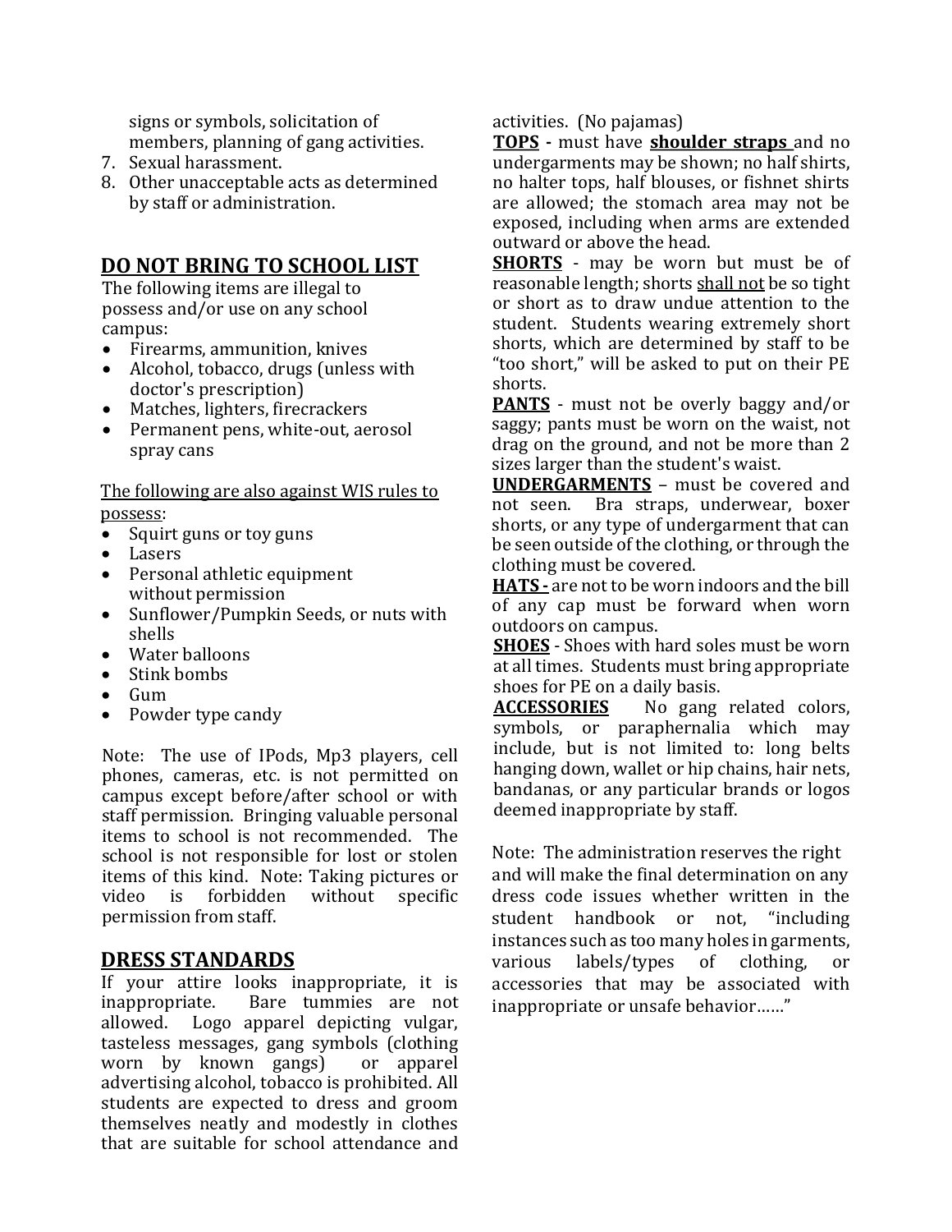signs or symbols, solicitation of members, planning of gang activities.

7. Sexual harassment.
8. Other unacceptable acts as determined by staff or administration.

## DO NOT BRING TO SCHOOL LIST

The following items are illegal to possess and/or use on any school campus:

- Firearms, ammunition, knives
- Alcohol, tobacco, drugs (unless with doctor's prescription)
- Matches, lighters, firecrackers
- Permanent pens, white-out, aerosol spray cans

The following are also against WIS rules to possess:

- Squirt guns or toy guns
- Lasers
- Personal athletic equipment without permission
- Sunflower/Pumpkin Seeds, or nuts with shells
- Water balloons
- Stink bombs
- Gum
- Powder type candy

Note: The use of IPods, Mp3 players, cell phones, cameras, etc. is not permitted on campus except before/after school or with staff permission. Bringing valuable personal items to school is not recommended. The school is not responsible for lost or stolen items of this kind. Note: Taking pictures or video is forbidden without specific permission from staff.

## DRESS STANDARDS

If your attire looks inappropriate, it is inappropriate. Bare tummies are not allowed. Logo apparel depicting vulgar, tasteless messages, gang symbols (clothing worn by known gangs) or apparel advertising alcohol, tobacco is prohibited. All students are expected to dress and groom themselves neatly and modestly in clothes that are suitable for school attendance and activities. (No pajamas)

**TOPS** - must have **shoulder straps** and no undergarments may be shown; no half shirts, no halter tops, half blouses, or fishnet shirts are allowed; the stomach area may not be exposed, including when arms are extended outward or above the head.

**SHORTS** - may be worn but must be of reasonable length; shorts shall not be so tight or short as to draw undue attention to the student. Students wearing extremely short shorts, which are determined by staff to be "too short," will be asked to put on their PE shorts.

**PANTS** - must not be overly baggy and/or saggy; pants must be worn on the waist, not drag on the ground, and not be more than 2 sizes larger than the student's waist.

**UNDERGARMENTS** – must be covered and not seen. Bra straps, underwear, boxer shorts, or any type of undergarment that can be seen outside of the clothing, or through the clothing must be covered.

**HATS -** are not to be worn indoors and the bill of any cap must be forward when worn outdoors on campus.

**SHOES** - Shoes with hard soles must be worn at all times. Students must bring appropriate shoes for PE on a daily basis.

**ACCESSORIES** No gang related colors, symbols, or paraphernalia which may include, but is not limited to: long belts hanging down, wallet or hip chains, hair nets, bandanas, or any particular brands or logos deemed inappropriate by staff.

Note: The administration reserves the right and will make the final determination on any dress code issues whether written in the student handbook or not, "including instances such as too many holes in garments, various labels/types of clothing, or accessories that may be associated with inappropriate or unsafe behavior……"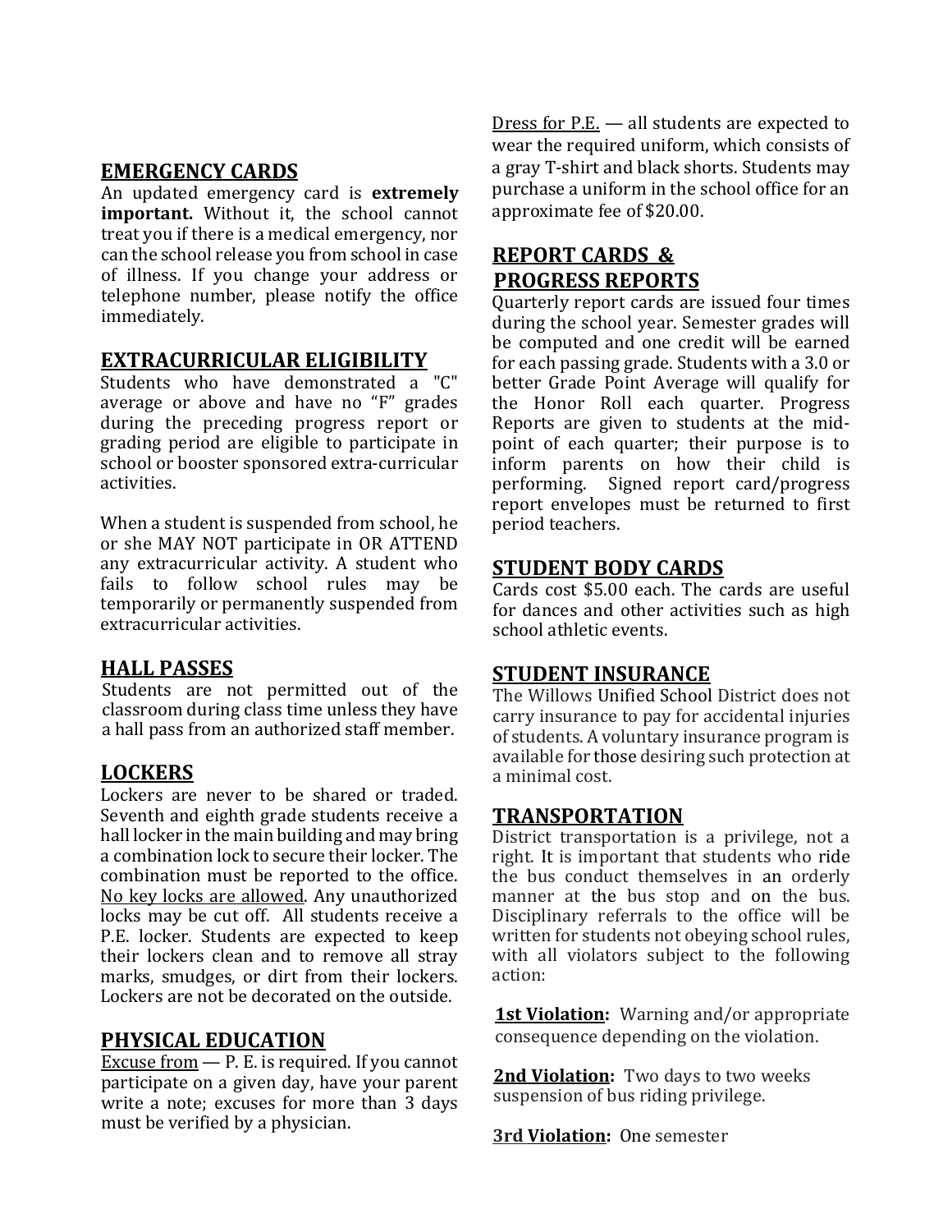## EMERGENCY CARDS

An updated emergency card is **extremely important.** Without it, the school cannot treat you if there is a medical emergency, nor can the school release you from school in case of illness. If you change your address or telephone number, please notify the office immediately.

## EXTRACURRICULAR ELIGIBILITY

Students who have demonstrated a "C" average or above and have no "F" grades during the preceding progress report or grading period are eligible to participate in school or booster sponsored extra-curricular activities.

When a student is suspended from school, he or she MAY NOT participate in OR ATTEND any extracurricular activity. A student who fails to follow school rules may be temporarily or permanently suspended from extracurricular activities.

## HALL PASSES

Students are not permitted out of the classroom during class time unless they have a hall pass from an authorized staff member.

## LOCKERS

Lockers are never to be shared or traded. Seventh and eighth grade students receive a hall locker in the main building and may bring a combination lock to secure their locker. The combination must be reported to the office. <u>No key locks are allowed</u>. Any unauthorized locks may be cut off. All students receive a P.E. locker. Students are expected to keep their lockers clean and to remove all stray marks, smudges, or dirt from their lockers. Lockers are not be decorated on the outside.

## PHYSICAL EDUCATION

<u>Excuse from</u> — P. E. is required. If you cannot participate on a given day, have your parent write a note; excuses for more than 3 days must be verified by a physician.

<u>Dress for P.E.</u> — all students are expected to wear the required uniform, which consists of a gray T-shirt and black shorts. Students may purchase a uniform in the school office for an approximate fee of $20.00.

## REPORT CARDS & PROGRESS REPORTS

Quarterly report cards are issued four times during the school year. Semester grades will be computed and one credit will be earned for each passing grade. Students with a 3.0 or better Grade Point Average will qualify for the Honor Roll each quarter. Progress Reports are given to students at the mid-point of each quarter; their purpose is to inform parents on how their child is performing. Signed report card/progress report envelopes must be returned to first period teachers.

## STUDENT BODY CARDS

Cards cost $5.00 each. The cards are useful for dances and other activities such as high school athletic events.

## STUDENT INSURANCE

The Willows Unified School District does not carry insurance to pay for accidental injuries of students. A voluntary insurance program is available for those desiring such protection at a minimal cost.

## TRANSPORTATION

District transportation is a privilege, not a right. It is important that students who ride the bus conduct themselves in an orderly manner at the bus stop and on the bus. Disciplinary referrals to the office will be written for students not obeying school rules, with all violators subject to the following action:

**<u>1st Violation</u>:** Warning and/or appropriate consequence depending on the violation.

**<u>2nd Violation</u>:** Two days to two weeks suspension of bus riding privilege.

**<u>3rd Violation</u>:** One semester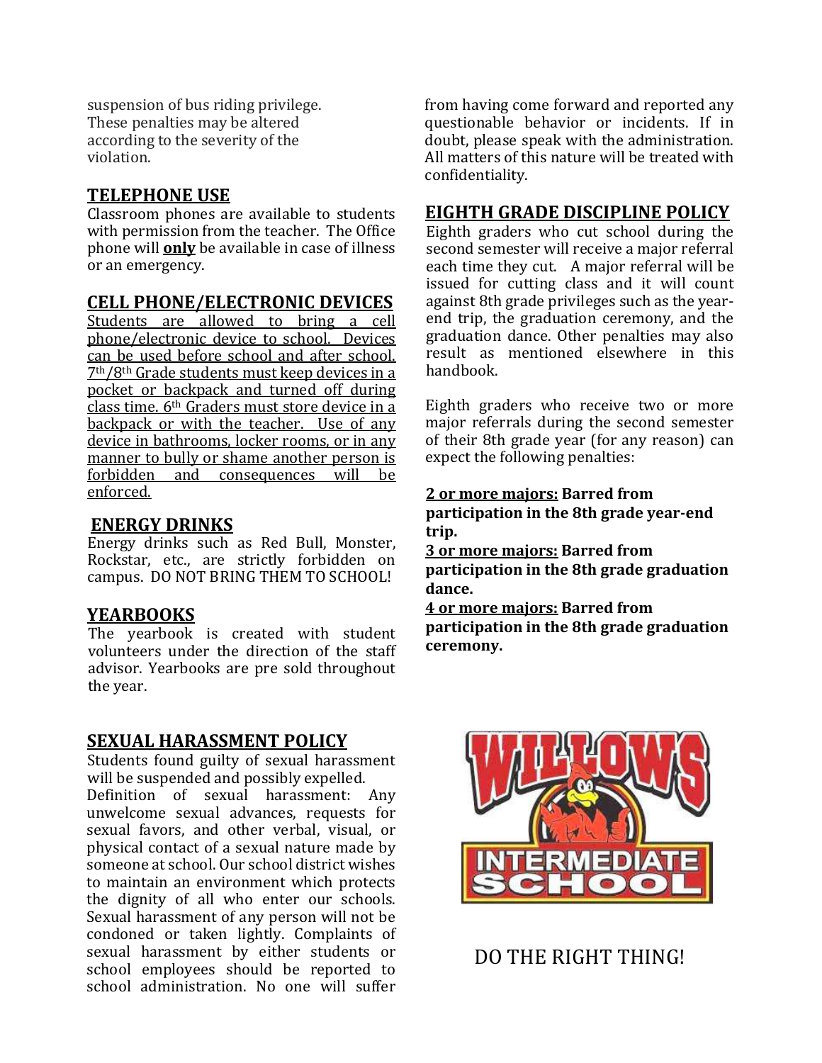suspension of bus riding privilege. These penalties may be altered according to the severity of the violation.

## TELEPHONE USE

Classroom phones are available to students with permission from the teacher. The Office phone will **only** be available in case of illness or an emergency.

## CELL PHONE/ELECTRONIC DEVICES

Students are allowed to bring a cell phone/electronic device to school. Devices can be used before school and after school. 7th/8th Grade students must keep devices in a pocket or backpack and turned off during class time. 6th Graders must store device in a backpack or with the teacher. Use of any device in bathrooms, locker rooms, or in any manner to bully or shame another person is forbidden and consequences will be enforced.

## ENERGY DRINKS

Energy drinks such as Red Bull, Monster, Rockstar, etc., are strictly forbidden on campus. DO NOT BRING THEM TO SCHOOL!

## YEARBOOKS

The yearbook is created with student volunteers under the direction of the staff advisor. Yearbooks are pre sold throughout the year.

## SEXUAL HARASSMENT POLICY

Students found guilty of sexual harassment will be suspended and possibly expelled.
Definition of sexual harassment: Any unwelcome sexual advances, requests for sexual favors, and other verbal, visual, or physical contact of a sexual nature made by someone at school. Our school district wishes to maintain an environment which protects the dignity of all who enter our schools. Sexual harassment of any person will not be condoned or taken lightly. Complaints of sexual harassment by either students or school employees should be reported to school administration. No one will suffer from having come forward and reported any questionable behavior or incidents. If in doubt, please speak with the administration. All matters of this nature will be treated with confidentiality.

## EIGHTH GRADE DISCIPLINE POLICY

Eighth graders who cut school during the second semester will receive a major referral each time they cut. A major referral will be issued for cutting class and it will count against 8th grade privileges such as the year-end trip, the graduation ceremony, and the graduation dance. Other penalties may also result as mentioned elsewhere in this handbook.

Eighth graders who receive two or more major referrals during the second semester of their 8th grade year (for any reason) can expect the following penalties:

**2 or more majors: Barred from participation in the 8th grade year-end trip.**
**3 or more majors: Barred from participation in the 8th grade graduation dance.**
**4 or more majors: Barred from participation in the 8th grade graduation ceremony.**

WILLOWS INTERMEDIATE SCHOOL

DO THE RIGHT THING!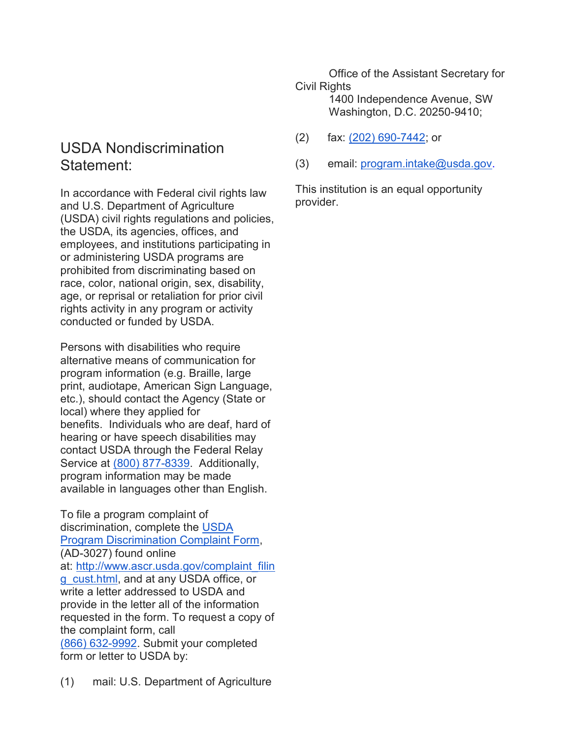## USDA Nondiscrimination Statement:

In accordance with Federal civil rights law and U.S. Department of Agriculture (USDA) civil rights regulations and policies, the USDA, its agencies, offices, and employees, and institutions participating in or administering USDA programs are prohibited from discriminating based on race, color, national origin, sex, disability, age, or reprisal or retaliation for prior civil rights activity in any program or activity conducted or funded by USDA.

Persons with disabilities who require alternative means of communication for program information (e.g. Braille, large print, audiotape, American Sign Language, etc.), should contact the Agency (State or local) where they applied for benefits. Individuals who are deaf, hard of hearing or have speech disabilities may contact USDA through the Federal Relay Service at (800) 877-8339. Additionally, program information may be made available in languages other than English.

To file a program complaint of discrimination, complete the USDA Program Discrimination Complaint Form, (AD-3027) found online at: http://www.ascr.usda.gov/complaint_filing_cust.html, and at any USDA office, or write a letter addressed to USDA and provide in the letter all of the information requested in the form. To request a copy of the complaint form, call (866) 632-9992. Submit your completed form or letter to USDA by:

(1) mail: U.S. Department of Agriculture
Office of the Assistant Secretary for Civil Rights
1400 Independence Avenue, SW
Washington, D.C. 20250-9410;

(2) fax: (202) 690-7442; or

(3) email: program.intake@usda.gov.

This institution is an equal opportunity provider.